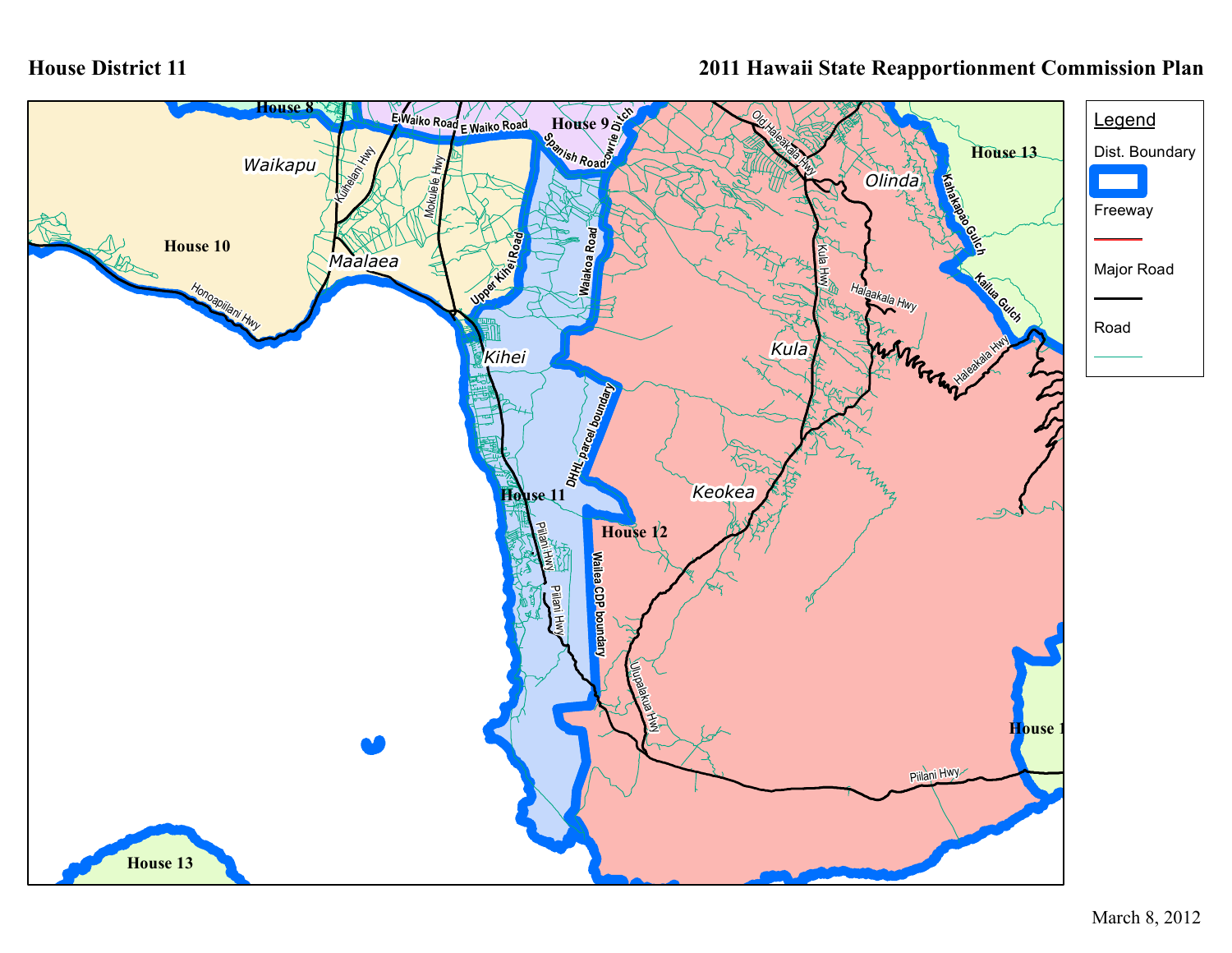# House District 11

## 2011 Hawaii State Reapportionment Commission Plan

**Legend**

- Dist. Boundary
- Freeway
- Major Road
- Road

House 8

House 9

House 10

House 11

House 12

House 13

House 1

Waikapu

Maalaea

Kihei

Kula

Keokea

Olinda

E Waiko Road

Kuihelani Hwy

Mokulele Hwy

Spanish Road

Cowrie Ditch

Old Haleakala Hwy

Kahakapao Gulch

Kailua Gulch

Honoapiilani Hwy

Upper Kihei Road

Waiakoa Road

Kula Hwy

Halaakala Hwy

Haleakala Hwy

DHHL parcel boundary

Piilani Hwy

Wailea CDP boundary

Ulupalakua Hwy

March 8, 2012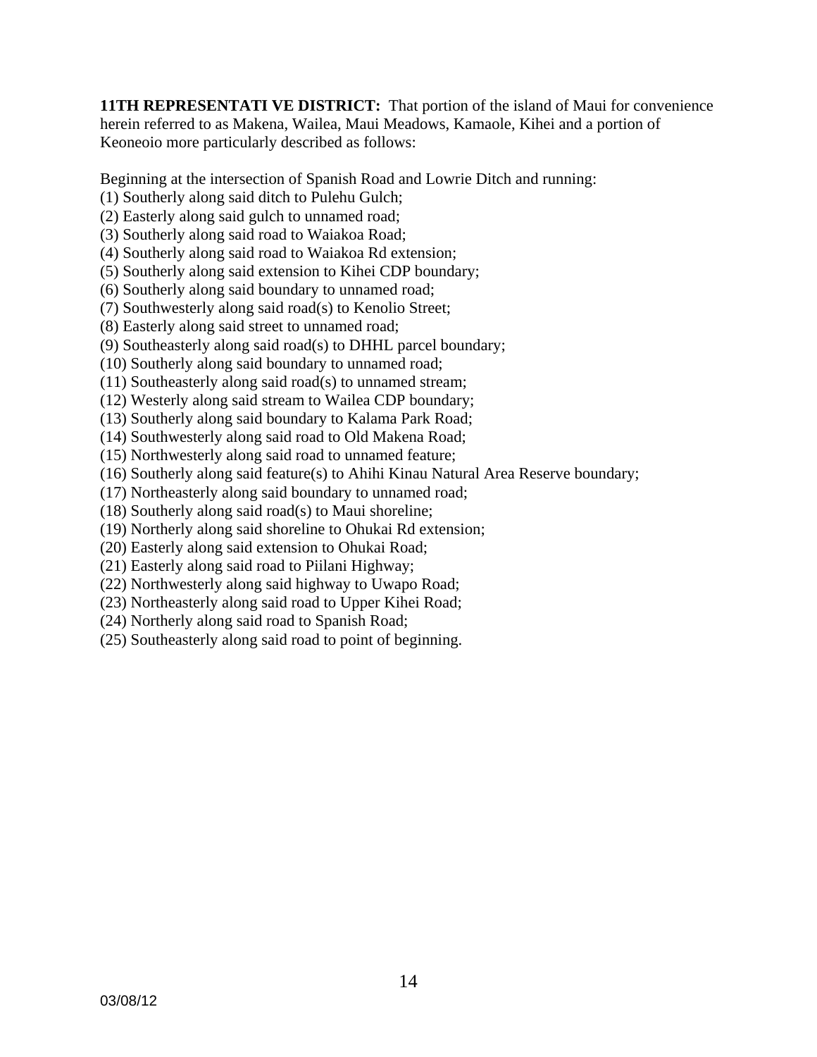**11TH REPRESENTATI VE DISTRICT:** That portion of the island of Maui for convenience herein referred to as Makena, Wailea, Maui Meadows, Kamaole, Kihei and a portion of Keoneoio more particularly described as follows:

Beginning at the intersection of Spanish Road and Lowrie Ditch and running:
(1) Southerly along said ditch to Pulehu Gulch;
(2) Easterly along said gulch to unnamed road;
(3) Southerly along said road to Waiakoa Road;
(4) Southerly along said road to Waiakoa Rd extension;
(5) Southerly along said extension to Kihei CDP boundary;
(6) Southerly along said boundary to unnamed road;
(7) Southwesterly along said road(s) to Kenolio Street;
(8) Easterly along said street to unnamed road;
(9) Southeasterly along said road(s) to DHHL parcel boundary;
(10) Southerly along said boundary to unnamed road;
(11) Southeasterly along said road(s) to unnamed stream;
(12) Westerly along said stream to Wailea CDP boundary;
(13) Southerly along said boundary to Kalama Park Road;
(14) Southwesterly along said road to Old Makena Road;
(15) Northwesterly along said road to unnamed feature;
(16) Southerly along said feature(s) to Ahihi Kinau Natural Area Reserve boundary;
(17) Northeasterly along said boundary to unnamed road;
(18) Southerly along said road(s) to Maui shoreline;
(19) Northerly along said shoreline to Ohukai Rd extension;
(20) Easterly along said extension to Ohukai Road;
(21) Easterly along said road to Piilani Highway;
(22) Northwesterly along said highway to Uwapo Road;
(23) Northeasterly along said road to Upper Kihei Road;
(24) Northerly along said road to Spanish Road;
(25) Southeasterly along said road to point of beginning.

03/08/12